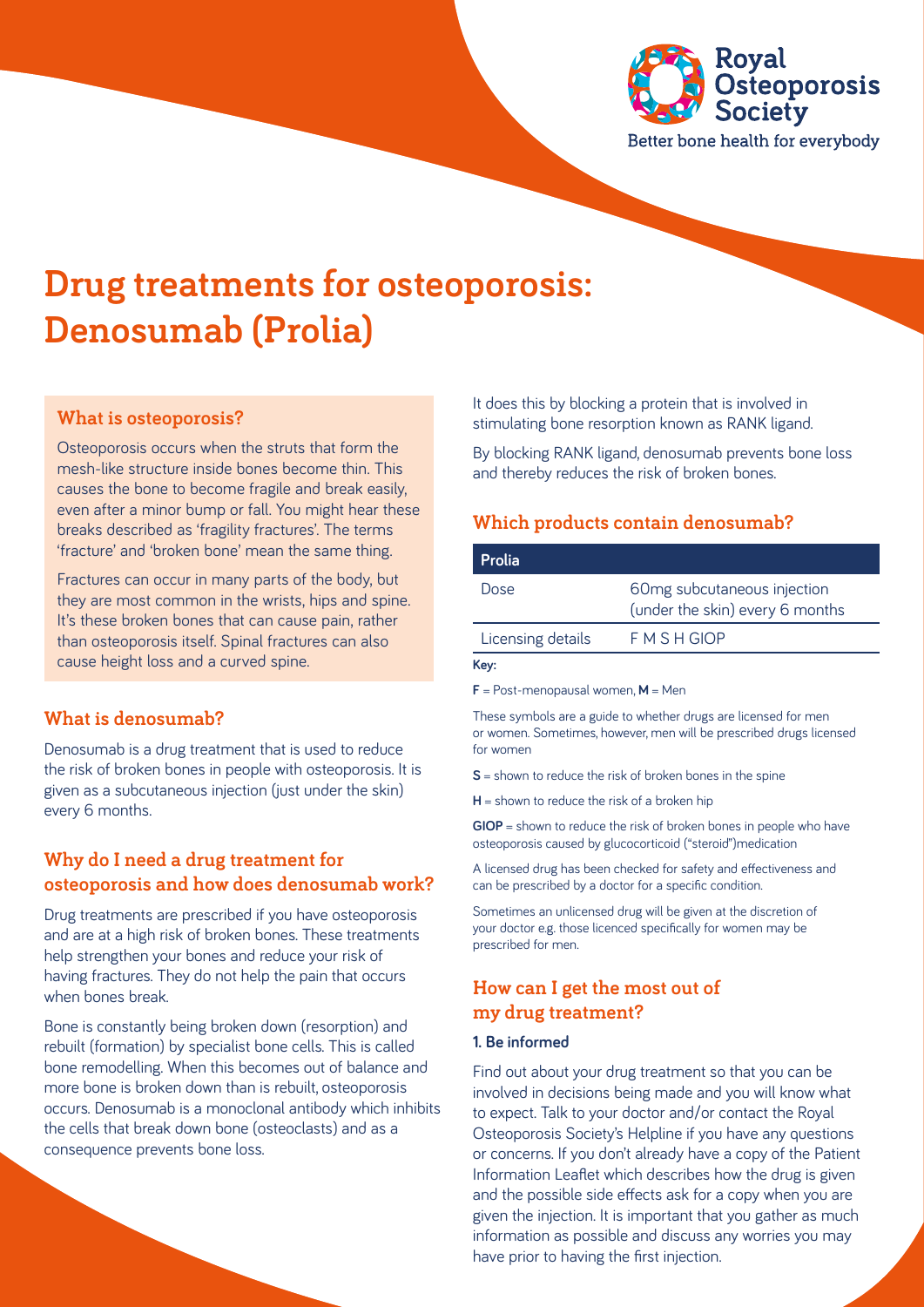Royal Osteoporosis Society

Better bone health for everybody

# Drug treatments for osteoporosis: Denosumab (Prolia)

## What is osteoporosis?

Osteoporosis occurs when the struts that form the mesh-like structure inside bones become thin. This causes the bone to become fragile and break easily, even after a minor bump or fall. You might hear these breaks described as 'fragility fractures'. The terms 'fracture' and 'broken bone' mean the same thing.

Fractures can occur in many parts of the body, but they are most common in the wrists, hips and spine. It's these broken bones that can cause pain, rather than osteoporosis itself. Spinal fractures can also cause height loss and a curved spine.

## What is denosumab?

Denosumab is a drug treatment that is used to reduce the risk of broken bones in people with osteoporosis. It is given as a subcutaneous injection (just under the skin) every 6 months.

## Why do I need a drug treatment for osteoporosis and how does denosumab work?

Drug treatments are prescribed if you have osteoporosis and are at a high risk of broken bones. These treatments help strengthen your bones and reduce your risk of having fractures. They do not help the pain that occurs when bones break.

Bone is constantly being broken down (resorption) and rebuilt (formation) by specialist bone cells. This is called bone remodelling. When this becomes out of balance and more bone is broken down than is rebuilt, osteoporosis occurs. Denosumab is a monoclonal antibody which inhibits the cells that break down bone (osteoclasts) and as a consequence prevents bone loss.

It does this by blocking a protein that is involved in stimulating bone resorption known as RANK ligand.

By blocking RANK ligand, denosumab prevents bone loss and thereby reduces the risk of broken bones.

## Which products contain denosumab?

| Prolia | |
|---|---|
| Dose | 60mg subcutaneous injection (under the skin) every 6 months |
| Licensing details | F M S H GIOP |

**Key:**

**F** = Post-menopausal women, **M** = Men

These symbols are a guide to whether drugs are licensed for men or women. Sometimes, however, men will be prescribed drugs licensed for women

**S** = shown to reduce the risk of broken bones in the spine

**H** = shown to reduce the risk of a broken hip

**GIOP** = shown to reduce the risk of broken bones in people who have osteoporosis caused by glucocorticoid ("steroid")medication

A licensed drug has been checked for safety and effectiveness and can be prescribed by a doctor for a specific condition.

Sometimes an unlicensed drug will be given at the discretion of your doctor e.g. those licenced specifically for women may be prescribed for men.

## How can I get the most out of my drug treatment?

**1. Be informed**

Find out about your drug treatment so that you can be involved in decisions being made and you will know what to expect. Talk to your doctor and/or contact the Royal Osteoporosis Society's Helpline if you have any questions or concerns. If you don't already have a copy of the Patient Information Leaflet which describes how the drug is given and the possible side effects ask for a copy when you are given the injection. It is important that you gather as much information as possible and discuss any worries you may have prior to having the first injection.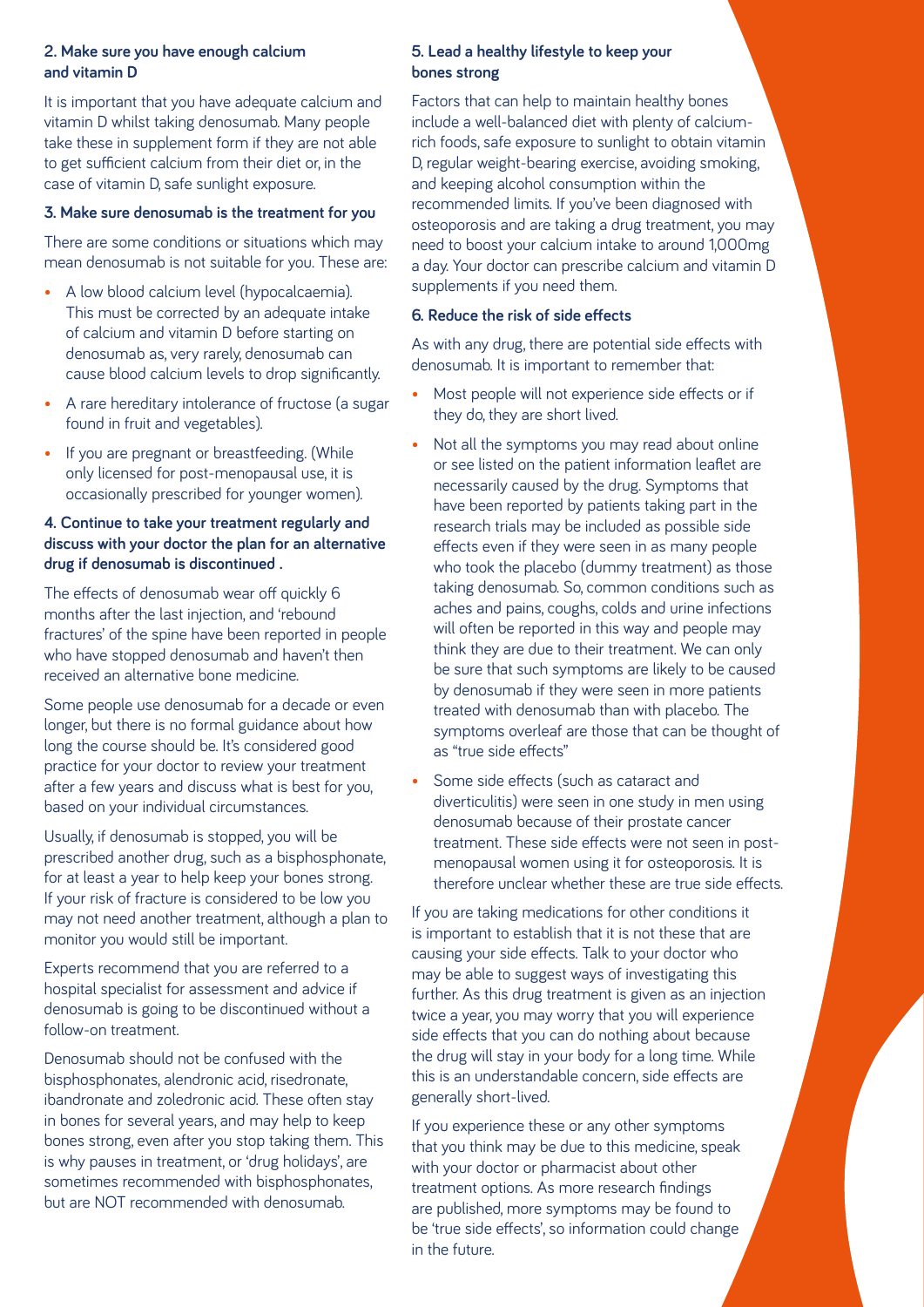### 2. Make sure you have enough calcium and vitamin D

It is important that you have adequate calcium and vitamin D whilst taking denosumab. Many people take these in supplement form if they are not able to get sufficient calcium from their diet or, in the case of vitamin D, safe sunlight exposure.

### 3. Make sure denosumab is the treatment for you

There are some conditions or situations which may mean denosumab is not suitable for you. These are:

- A low blood calcium level (hypocalcaemia). This must be corrected by an adequate intake of calcium and vitamin D before starting on denosumab as, very rarely, denosumab can cause blood calcium levels to drop significantly.
- A rare hereditary intolerance of fructose (a sugar found in fruit and vegetables).
- If you are pregnant or breastfeeding. (While only licensed for post-menopausal use, it is occasionally prescribed for younger women).

### 4. Continue to take your treatment regularly and discuss with your doctor the plan for an alternative drug if denosumab is discontinued .

The effects of denosumab wear off quickly 6 months after the last injection, and 'rebound fractures' of the spine have been reported in people who have stopped denosumab and haven't then received an alternative bone medicine.

Some people use denosumab for a decade or even longer, but there is no formal guidance about how long the course should be. It's considered good practice for your doctor to review your treatment after a few years and discuss what is best for you, based on your individual circumstances.

Usually, if denosumab is stopped, you will be prescribed another drug, such as a bisphosphonate, for at least a year to help keep your bones strong. If your risk of fracture is considered to be low you may not need another treatment, although a plan to monitor you would still be important.

Experts recommend that you are referred to a hospital specialist for assessment and advice if denosumab is going to be discontinued without a follow-on treatment.

Denosumab should not be confused with the bisphosphonates, alendronic acid, risedronate, ibandronate and zoledronic acid. These often stay in bones for several years, and may help to keep bones strong, even after you stop taking them. This is why pauses in treatment, or 'drug holidays', are sometimes recommended with bisphosphonates, but are NOT recommended with denosumab.

### 5. Lead a healthy lifestyle to keep your bones strong

Factors that can help to maintain healthy bones include a well-balanced diet with plenty of calcium-rich foods, safe exposure to sunlight to obtain vitamin D, regular weight-bearing exercise, avoiding smoking, and keeping alcohol consumption within the recommended limits. If you've been diagnosed with osteoporosis and are taking a drug treatment, you may need to boost your calcium intake to around 1,000mg a day. Your doctor can prescribe calcium and vitamin D supplements if you need them.

### 6. Reduce the risk of side effects

As with any drug, there are potential side effects with denosumab. It is important to remember that:

- Most people will not experience side effects or if they do, they are short lived.
- Not all the symptoms you may read about online or see listed on the patient information leaflet are necessarily caused by the drug. Symptoms that have been reported by patients taking part in the research trials may be included as possible side effects even if they were seen in as many people who took the placebo (dummy treatment) as those taking denosumab. So, common conditions such as aches and pains, coughs, colds and urine infections will often be reported in this way and people may think they are due to their treatment. We can only be sure that such symptoms are likely to be caused by denosumab if they were seen in more patients treated with denosumab than with placebo. The symptoms overleaf are those that can be thought of as "true side effects"
- Some side effects (such as cataract and diverticulitis) were seen in one study in men using denosumab because of their prostate cancer treatment. These side effects were not seen in post-menopausal women using it for osteoporosis. It is therefore unclear whether these are true side effects.

If you are taking medications for other conditions it is important to establish that it is not these that are causing your side effects. Talk to your doctor who may be able to suggest ways of investigating this further. As this drug treatment is given as an injection twice a year, you may worry that you will experience side effects that you can do nothing about because the drug will stay in your body for a long time. While this is an understandable concern, side effects are generally short-lived.

If you experience these or any other symptoms that you think may be due to this medicine, speak with your doctor or pharmacist about other treatment options. As more research findings are published, more symptoms may be found to be 'true side effects', so information could change in the future.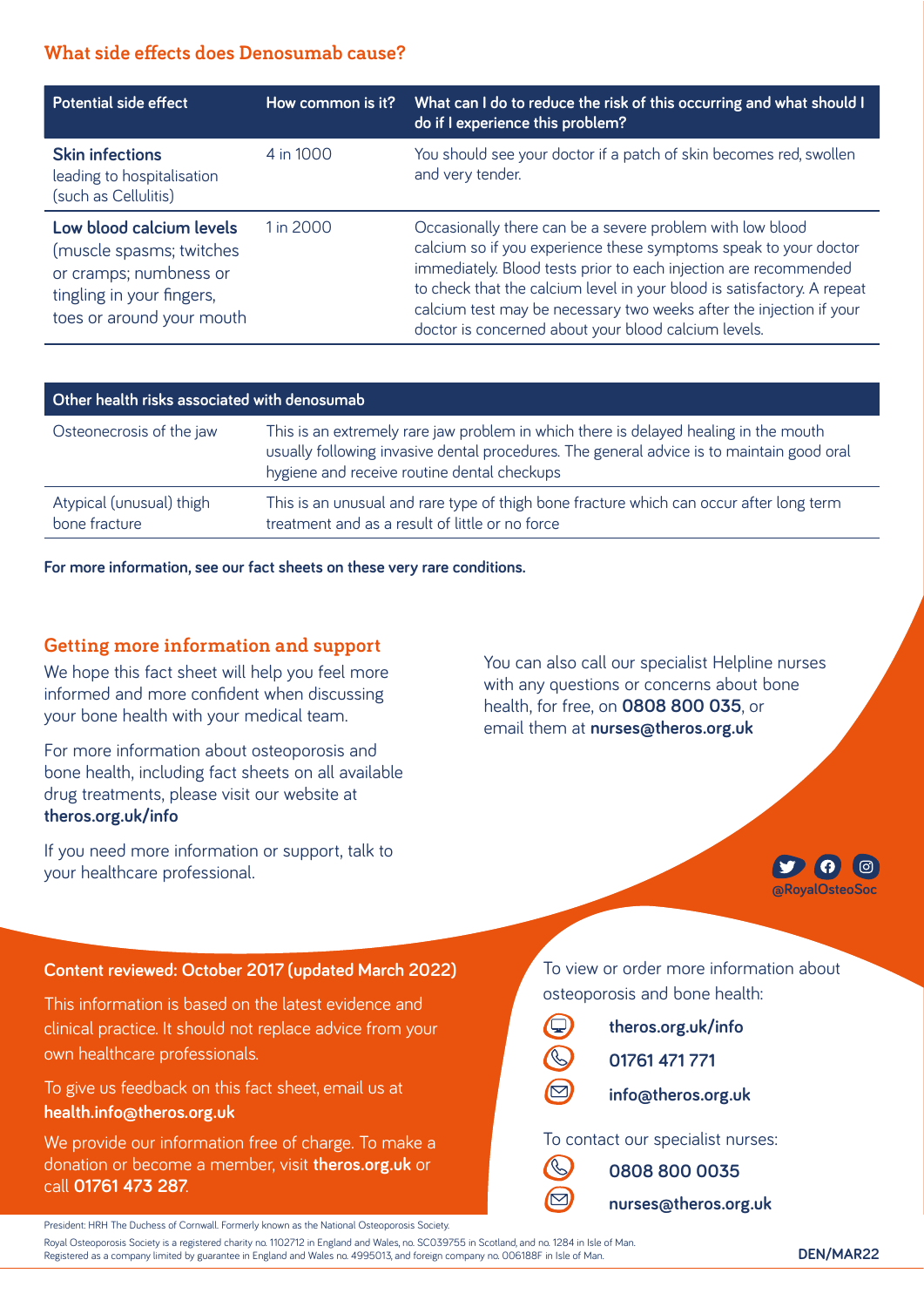## What side effects does Denosumab cause?

| Potential side effect | How common is it? | What can I do to reduce the risk of this occurring and what should I do if I experience this problem? |
|---|---|---|
| **Skin infections** leading to hospitalisation (such as Cellulitis) | 4 in 1000 | You should see your doctor if a patch of skin becomes red, swollen and very tender. |
| **Low blood calcium levels** (muscle spasms; twitches or cramps; numbness or tingling in your fingers, toes or around your mouth | 1 in 2000 | Occasionally there can be a severe problem with low blood calcium so if you experience these symptoms speak to your doctor immediately. Blood tests prior to each injection are recommended to check that the calcium level in your blood is satisfactory. A repeat calcium test may be necessary two weeks after the injection if your doctor is concerned about your blood calcium levels. |

| Other health risks associated with denosumab | |
|---|---|
| Osteonecrosis of the jaw | This is an extremely rare jaw problem in which there is delayed healing in the mouth usually following invasive dental procedures. The general advice is to maintain good oral hygiene and receive routine dental checkups |
| Atypical (unusual) thigh bone fracture | This is an unusual and rare type of thigh bone fracture which can occur after long term treatment and as a result of little or no force |

**For more information, see our fact sheets on these very rare conditions.**

## Getting more information and support

We hope this fact sheet will help you feel more informed and more confident when discussing your bone health with your medical team.

For more information about osteoporosis and bone health, including fact sheets on all available drug treatments, please visit our website at **theros.org.uk/info**

If you need more information or support, talk to your healthcare professional.

You can also call our specialist Helpline nurses with any questions or concerns about bone health, for free, on **0808 800 035**, or email them at **nurses@theros.org.uk**

**@RoyalOsteoSoc**

**Content reviewed: October 2017 (updated March 2022)**

This information is based on the latest evidence and clinical practice. It should not replace advice from your own healthcare professionals.

To give us feedback on this fact sheet, email us at **health.info@theros.org.uk**

We provide our information free of charge. To make a donation or become a member, visit **theros.org.uk** or call **01761 473 287**.

To view or order more information about osteoporosis and bone health:

**theros.org.uk/info**

**01761 471 771**

**info@theros.org.uk**

To contact our specialist nurses:

**0808 800 0035**

**nurses@theros.org.uk**

President: HRH The Duchess of Cornwall. Formerly known as the National Osteoporosis Society.

Royal Osteoporosis Society is a registered charity no. 1102712 in England and Wales, no. SC039755 in Scotland, and no. 1284 in Isle of Man. Registered as a company limited by guarantee in England and Wales no. 4995013, and foreign company no. 006188F in Isle of Man.

**DEN/MAR22**